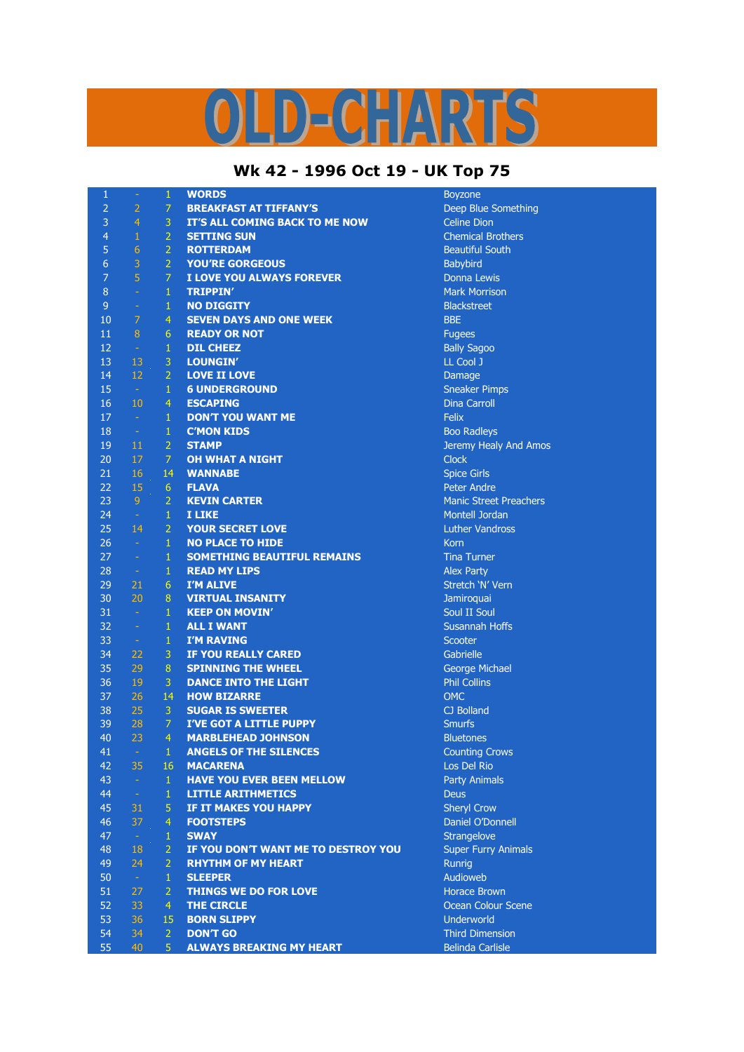# OLD-CHARTS

## Wk 42 - 1996 Oct 19 - UK Top 75

| | | | | |
|---|---|---|---|---|
| 1 | - | 1 | WORDS | Boyzone |
| 2 | 2 | 7 | BREAKFAST AT TIFFANY'S | Deep Blue Something |
| 3 | 4 | 3 | IT'S ALL COMING BACK TO ME NOW | Celine Dion |
| 4 | 1 | 2 | SETTING SUN | Chemical Brothers |
| 5 | 6 | 2 | ROTTERDAM | Beautiful South |
| 6 | 3 | 2 | YOU'RE GORGEOUS | Babybird |
| 7 | 5 | 7 | I LOVE YOU ALWAYS FOREVER | Donna Lewis |
| 8 | - | 1 | TRIPPIN' | Mark Morrison |
| 9 | - | 1 | NO DIGGITY | Blackstreet |
| 10 | 7 | 4 | SEVEN DAYS AND ONE WEEK | BBE |
| 11 | 8 | 6 | READY OR NOT | Fugees |
| 12 | - | 1 | DIL CHEEZ | Bally Sagoo |
| 13 | 13 | 3 | LOUNGIN' | LL Cool J |
| 14 | 12 | 2 | LOVE II LOVE | Damage |
| 15 | - | 1 | 6 UNDERGROUND | Sneaker Pimps |
| 16 | 10 | 4 | ESCAPING | Dina Carroll |
| 17 | - | 1 | DON'T YOU WANT ME | Felix |
| 18 | - | 1 | C'MON KIDS | Boo Radleys |
| 19 | 11 | 2 | STAMP | Jeremy Healy And Amos |
| 20 | 17 | 7 | OH WHAT A NIGHT | Clock |
| 21 | 16 | 14 | WANNABE | Spice Girls |
| 22 | 15 | 6 | FLAVA | Peter Andre |
| 23 | 9 | 2 | KEVIN CARTER | Manic Street Preachers |
| 24 | - | 1 | I LIKE | Montell Jordan |
| 25 | 14 | 2 | YOUR SECRET LOVE | Luther Vandross |
| 26 | - | 1 | NO PLACE TO HIDE | Korn |
| 27 | - | 1 | SOMETHING BEAUTIFUL REMAINS | Tina Turner |
| 28 | - | 1 | READ MY LIPS | Alex Party |
| 29 | 21 | 6 | I'M ALIVE | Stretch 'N' Vern |
| 30 | 20 | 8 | VIRTUAL INSANITY | Jamiroquai |
| 31 | - | 1 | KEEP ON MOVIN' | Soul II Soul |
| 32 | - | 1 | ALL I WANT | Susannah Hoffs |
| 33 | - | 1 | I'M RAVING | Scooter |
| 34 | 22 | 3 | IF YOU REALLY CARED | Gabrielle |
| 35 | 29 | 8 | SPINNING THE WHEEL | George Michael |
| 36 | 19 | 3 | DANCE INTO THE LIGHT | Phil Collins |
| 37 | 26 | 14 | HOW BIZARRE | OMC |
| 38 | 25 | 3 | SUGAR IS SWEETER | CJ Bolland |
| 39 | 28 | 7 | I'VE GOT A LITTLE PUPPY | Smurfs |
| 40 | 23 | 4 | MARBLEHEAD JOHNSON | Bluetones |
| 41 | - | 1 | ANGELS OF THE SILENCES | Counting Crows |
| 42 | 35 | 16 | MACARENA | Los Del Rio |
| 43 | - | 1 | HAVE YOU EVER BEEN MELLOW | Party Animals |
| 44 | - | 1 | LITTLE ARITHMETICS | Deus |
| 45 | 31 | 5 | IF IT MAKES YOU HAPPY | Sheryl Crow |
| 46 | 37 | 4 | FOOTSTEPS | Daniel O'Donnell |
| 47 | - | 1 | SWAY | Strangelove |
| 48 | 18 | 2 | IF YOU DON'T WANT ME TO DESTROY YOU | Super Furry Animals |
| 49 | 24 | 2 | RHYTHM OF MY HEART | Runrig |
| 50 | - | 1 | SLEEPER | Audioweb |
| 51 | 27 | 2 | THINGS WE DO FOR LOVE | Horace Brown |
| 52 | 33 | 4 | THE CIRCLE | Ocean Colour Scene |
| 53 | 36 | 15 | BORN SLIPPY | Underworld |
| 54 | 34 | 2 | DON'T GO | Third Dimension |
| 55 | 40 | 5 | ALWAYS BREAKING MY HEART | Belinda Carlisle |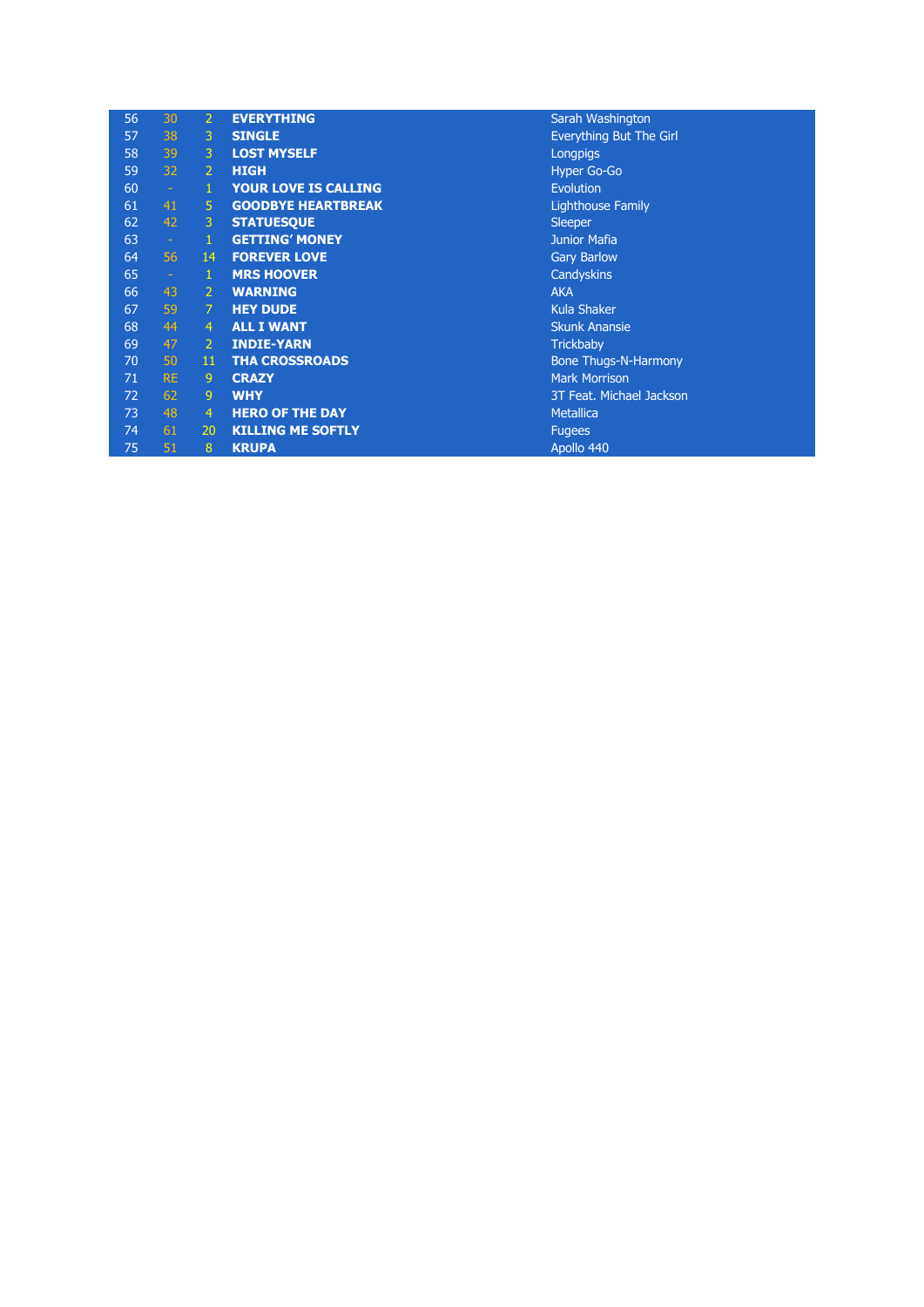| | | | | |
|---|---|---|---|---|
| 56 | 30 | 2 | **EVERYTHING** | Sarah Washington |
| 57 | 38 | 3 | **SINGLE** | Everything But The Girl |
| 58 | 39 | 3 | **LOST MYSELF** | Longpigs |
| 59 | 32 | 2 | **HIGH** | Hyper Go-Go |
| 60 | - | 1 | **YOUR LOVE IS CALLING** | Evolution |
| 61 | 41 | 5 | **GOODBYE HEARTBREAK** | Lighthouse Family |
| 62 | 42 | 3 | **STATUESQUE** | Sleeper |
| 63 | - | 1 | **GETTING' MONEY** | Junior Mafia |
| 64 | 56 | 14 | **FOREVER LOVE** | Gary Barlow |
| 65 | - | 1 | **MRS HOOVER** | Candyskins |
| 66 | 43 | 2 | **WARNING** | AKA |
| 67 | 59 | 7 | **HEY DUDE** | Kula Shaker |
| 68 | 44 | 4 | **ALL I WANT** | Skunk Anansie |
| 69 | 47 | 2 | **INDIE-YARN** | Trickbaby |
| 70 | 50 | 11 | **THA CROSSROADS** | Bone Thugs-N-Harmony |
| 71 | RE | 9 | **CRAZY** | Mark Morrison |
| 72 | 62 | 9 | **WHY** | 3T Feat. Michael Jackson |
| 73 | 48 | 4 | **HERO OF THE DAY** | Metallica |
| 74 | 61 | 20 | **KILLING ME SOFTLY** | Fugees |
| 75 | 51 | 8 | **KRUPA** | Apollo 440 |